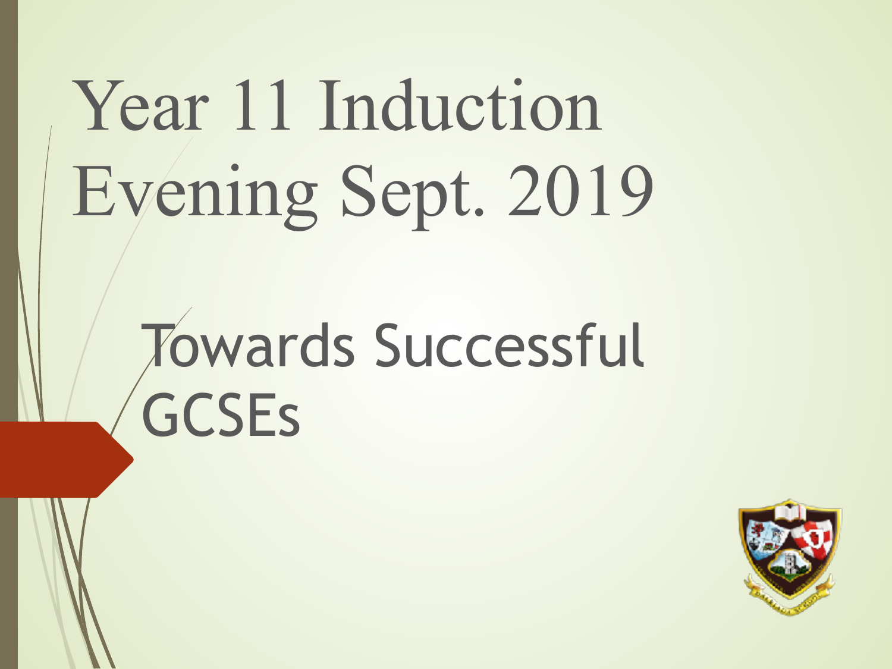# Year 11 Induction Evening Sept. 2019

## Towards Successful GCSEs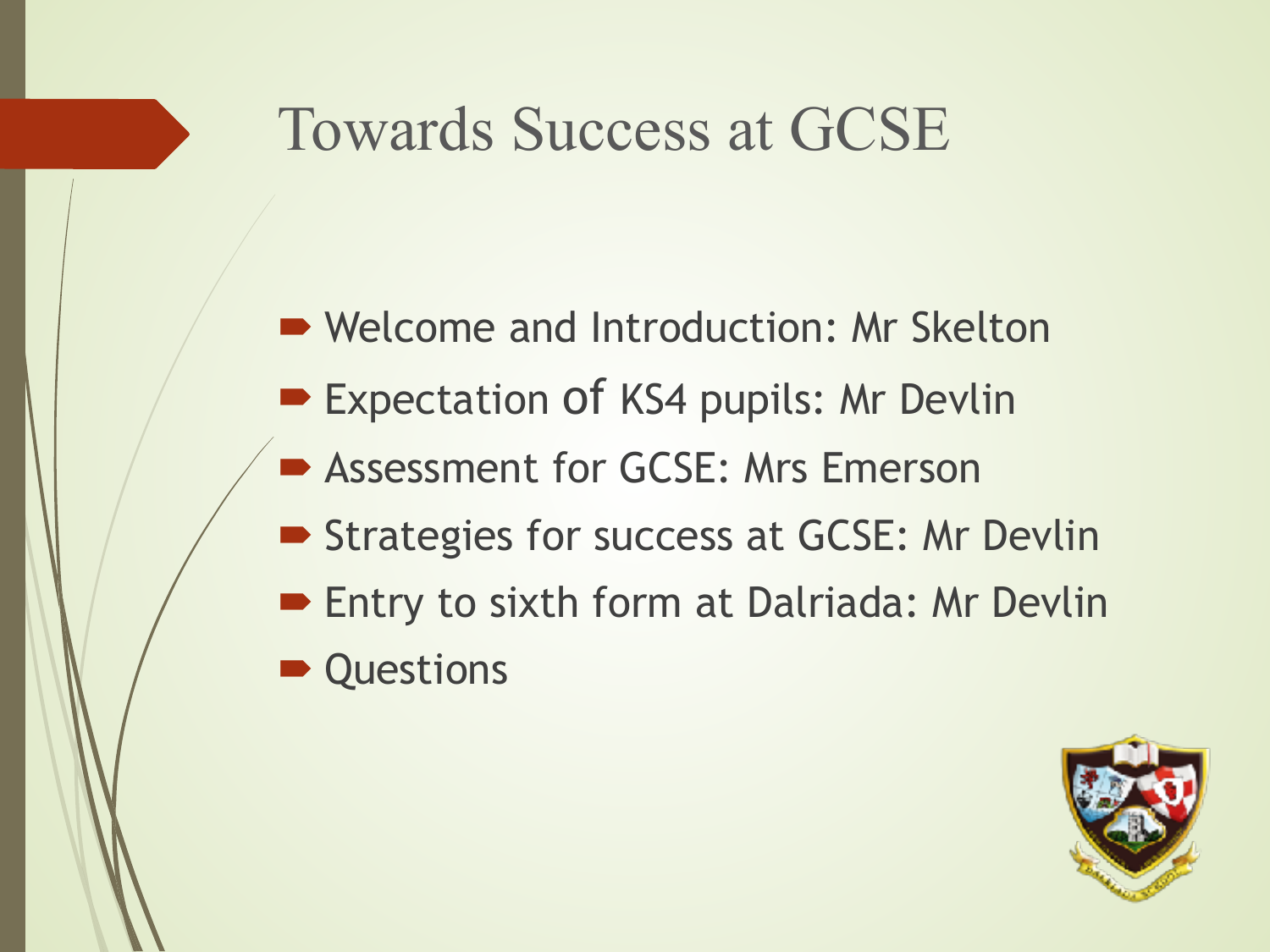# Towards Success at GCSE

- Welcome and Introduction: Mr Skelton
- Expectation of KS4 pupils: Mr Devlin
- Assessment for GCSE: Mrs Emerson
- Strategies for success at GCSE: Mr Devlin
- Entry to sixth form at Dalriada: Mr Devlin
- Questions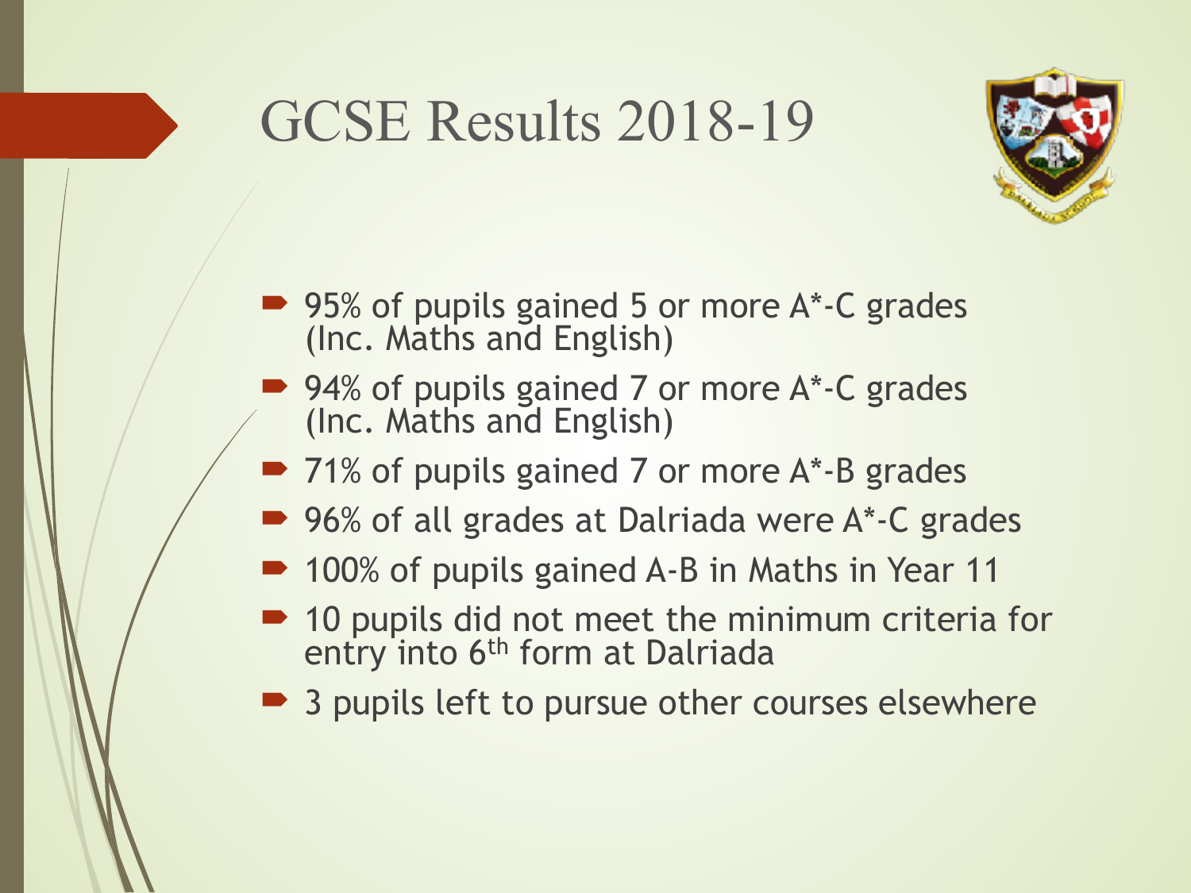# GCSE Results 2018-19

- 95% of pupils gained 5 or more A*-C grades (Inc. Maths and English)
- 94% of pupils gained 7 or more A*-C grades (Inc. Maths and English)
- 71% of pupils gained 7 or more A*-B grades
- 96% of all grades at Dalriada were A*-C grades
- 100% of pupils gained A-B in Maths in Year 11
- 10 pupils did not meet the minimum criteria for entry into 6th form at Dalriada
- 3 pupils left to pursue other courses elsewhere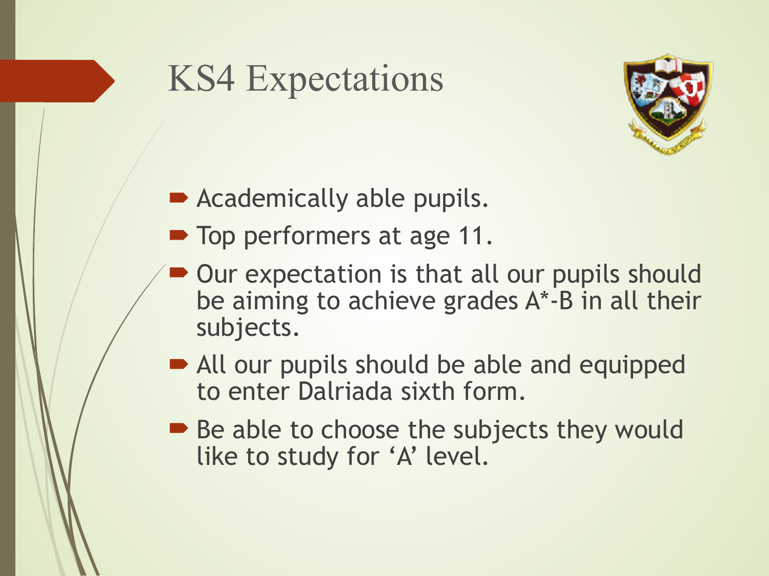# KS4 Expectations

- Academically able pupils.
- Top performers at age 11.
- Our expectation is that all our pupils should be aiming to achieve grades A*-B in all their subjects.
- All our pupils should be able and equipped to enter Dalriada sixth form.
- Be able to choose the subjects they would like to study for 'A' level.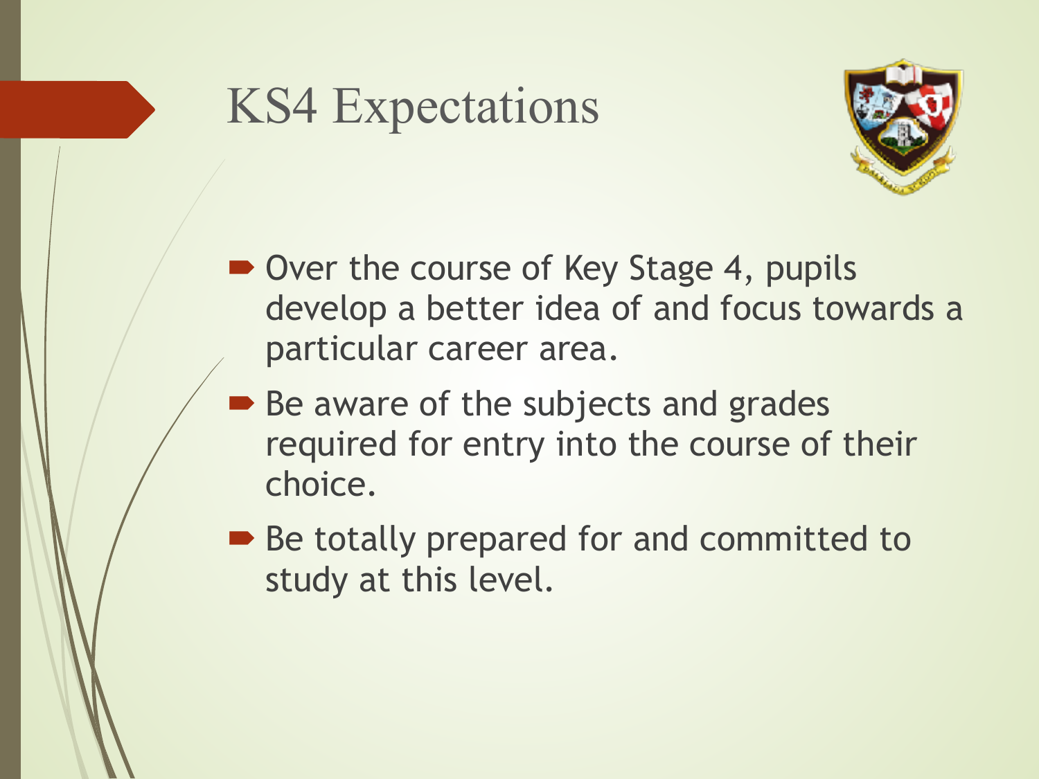# KS4 Expectations

- Over the course of Key Stage 4, pupils develop a better idea of and focus towards a particular career area.
- Be aware of the subjects and grades required for entry into the course of their choice.
- Be totally prepared for and committed to study at this level.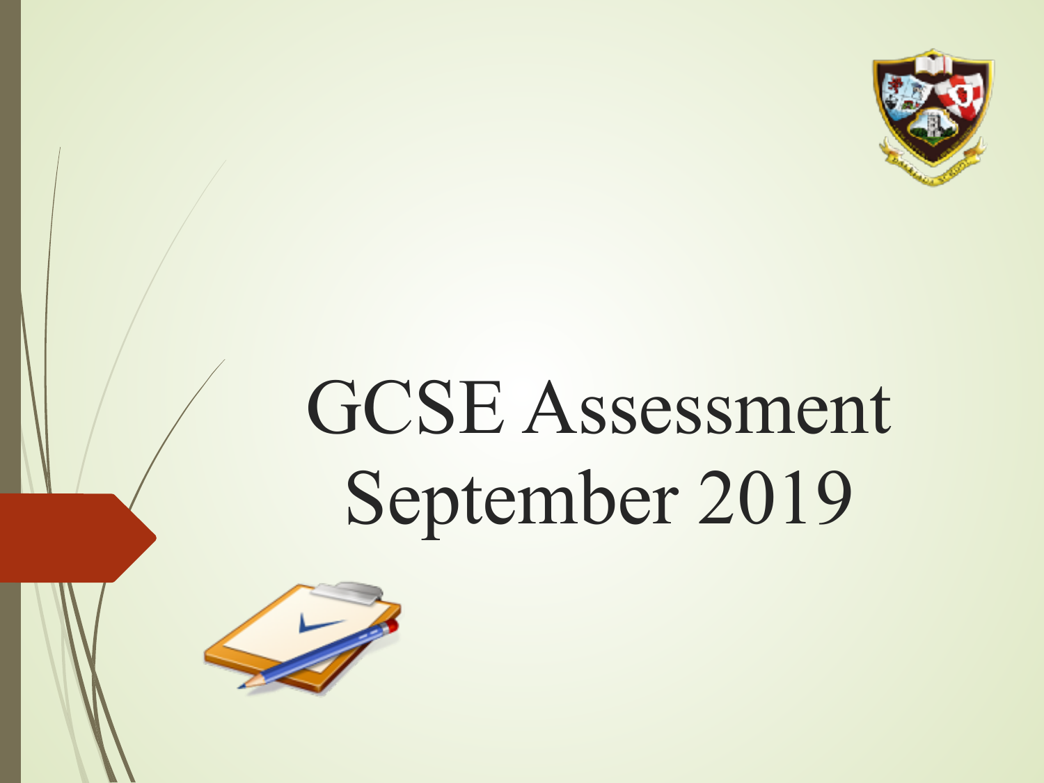# GCSE Assessment September 2019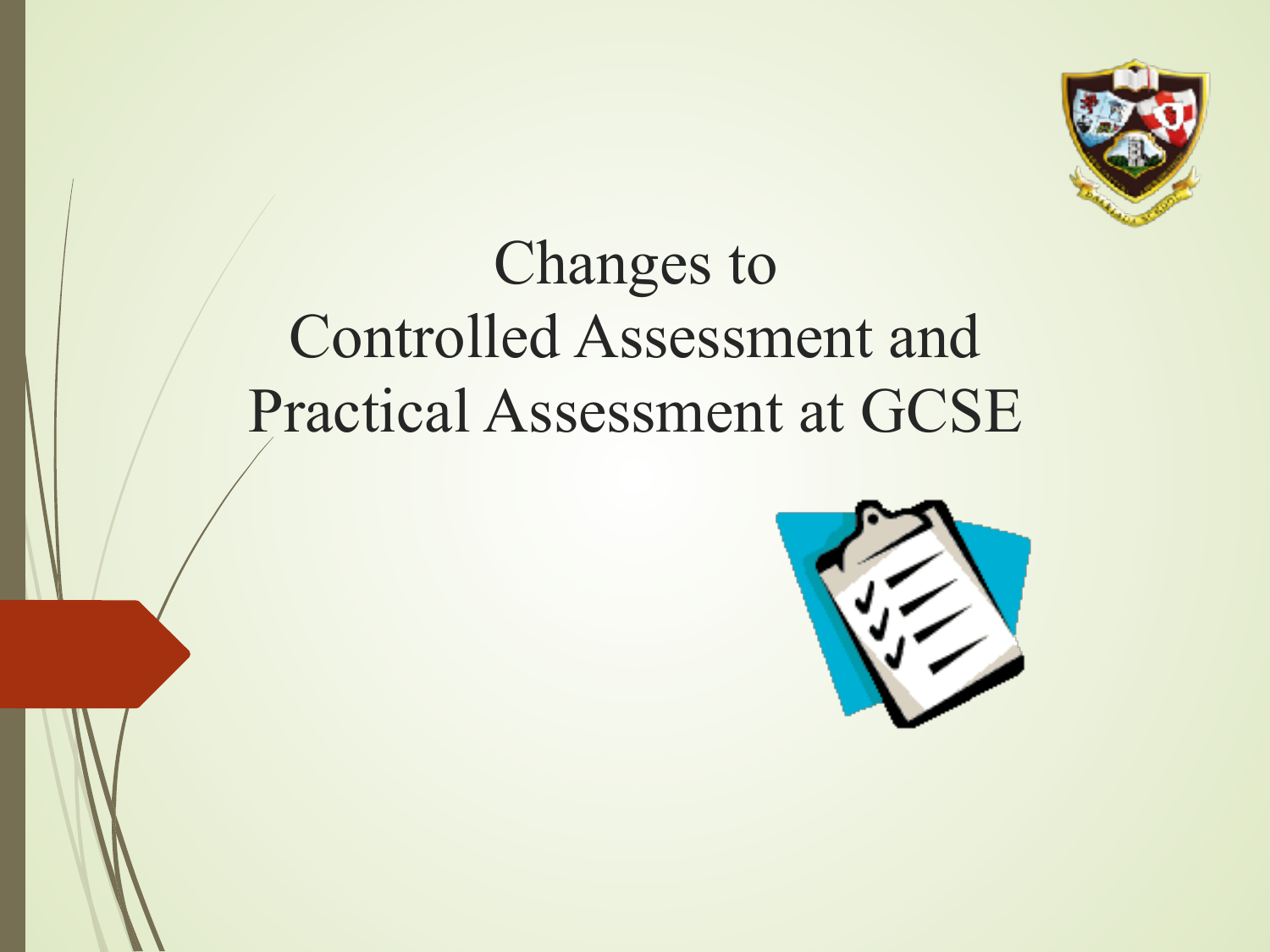# Changes to Controlled Assessment and Practical Assessment at GCSE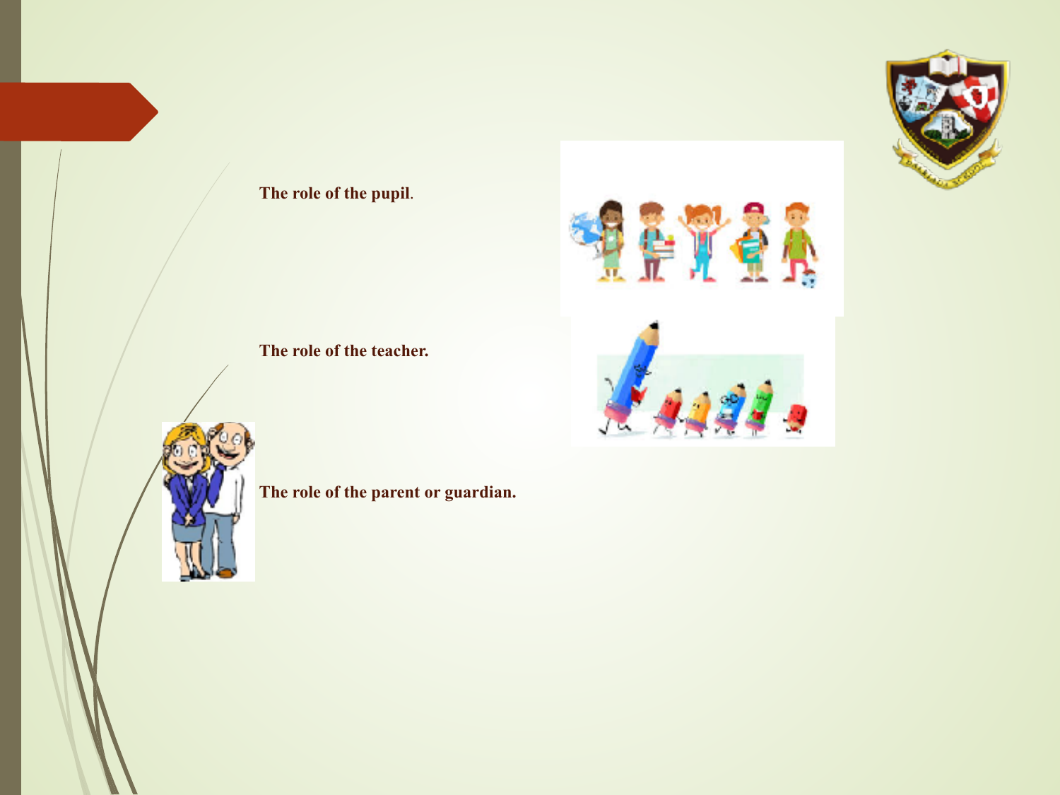**The role of the pupil**.

**The role of the teacher.**

**The role of the parent or guardian.**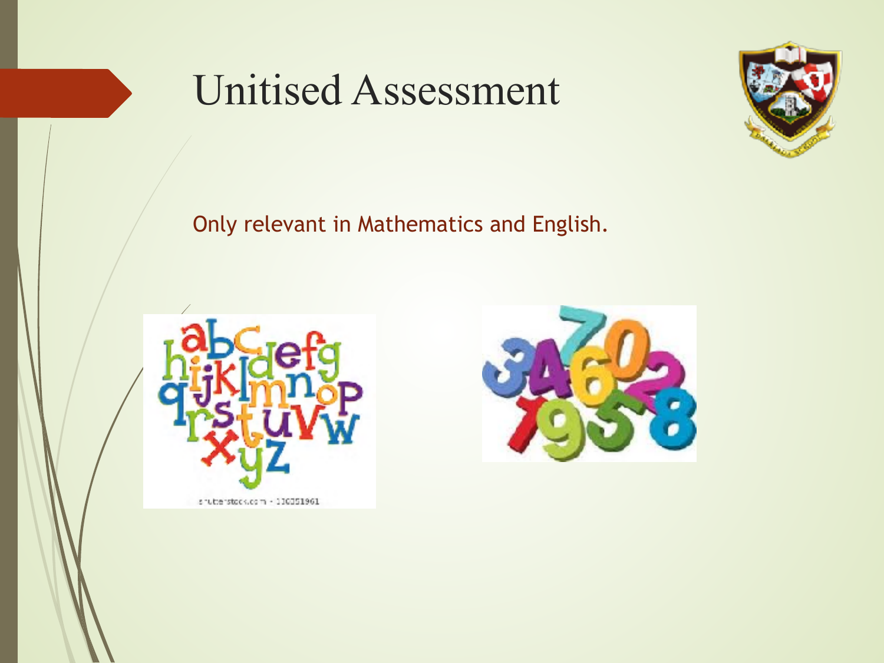# Unitised Assessment

Only relevant in Mathematics and English.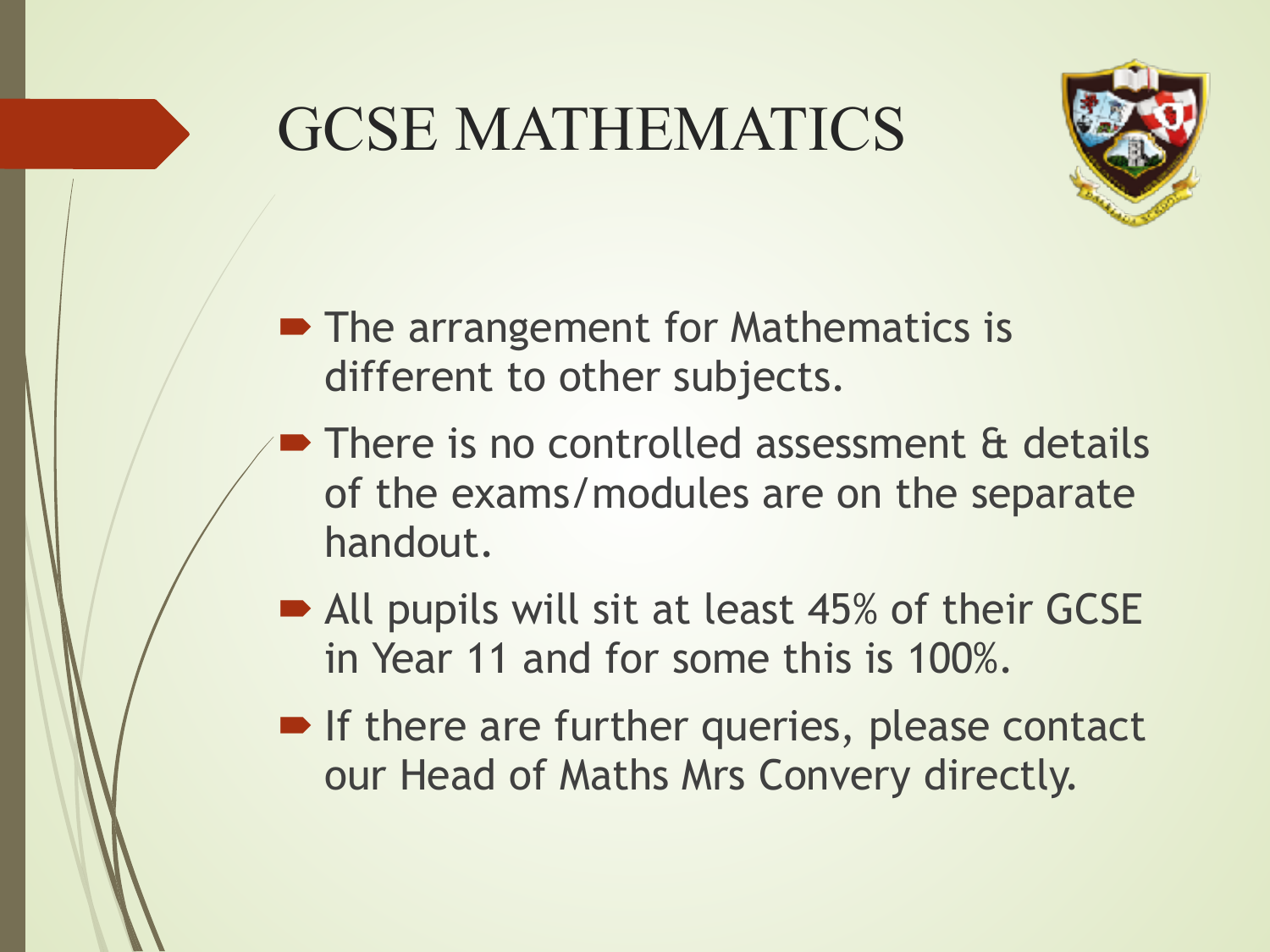# GCSE MATHEMATICS

- The arrangement for Mathematics is different to other subjects.
- There is no controlled assessment & details of the exams/modules are on the separate handout.
- All pupils will sit at least 45% of their GCSE in Year 11 and for some this is 100%.
- If there are further queries, please contact our Head of Maths Mrs Convery directly.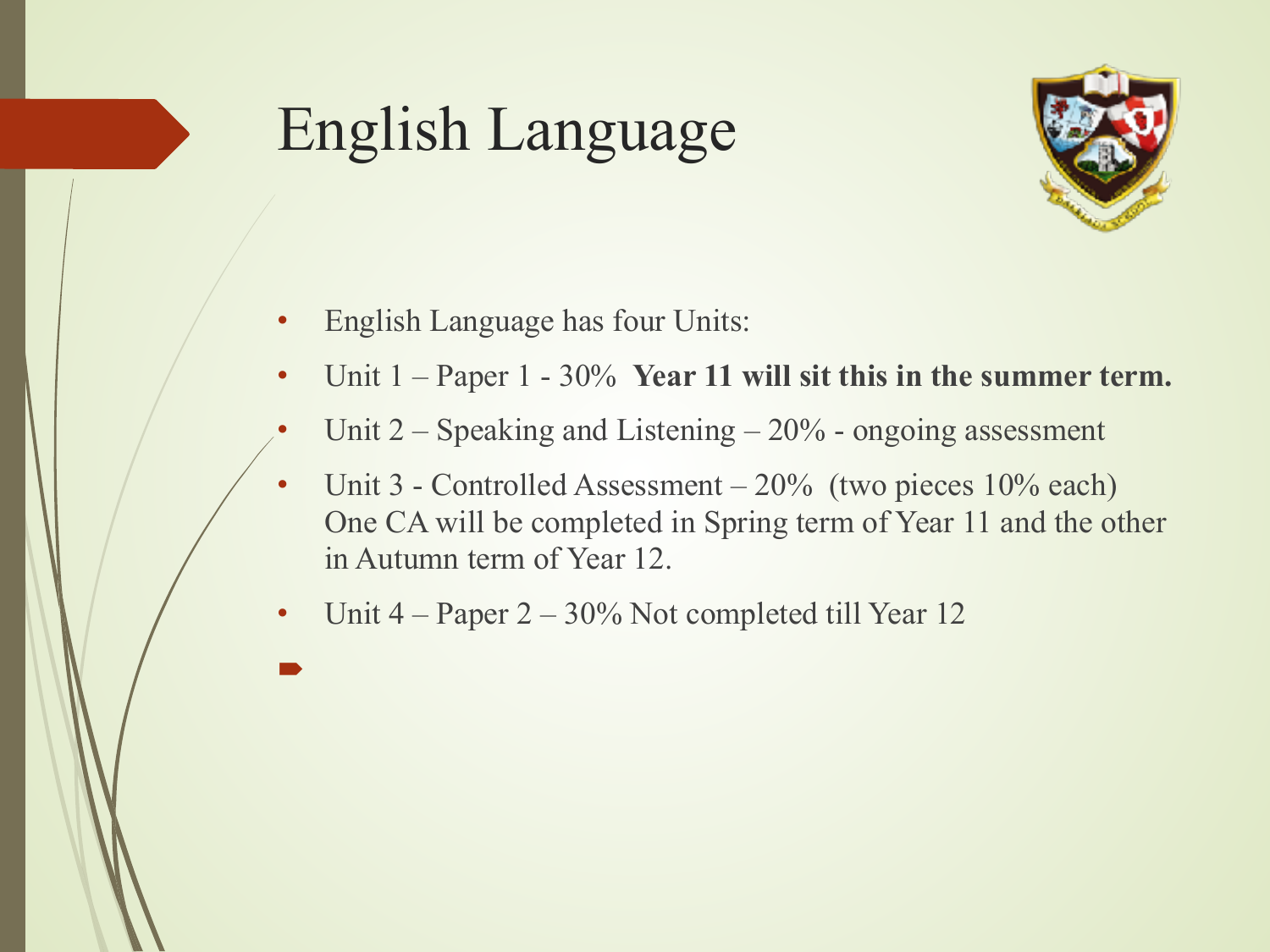# English Language

- English Language has four Units:
- Unit 1 – Paper 1 - 30%  **Year 11 will sit this in the summer term.**
- Unit 2 – Speaking and Listening – 20% - ongoing assessment
- Unit 3 - Controlled Assessment – 20%  (two pieces 10% each) One CA will be completed in Spring term of Year 11 and the other in Autumn term of Year 12.
- Unit 4 – Paper 2 – 30% Not completed till Year 12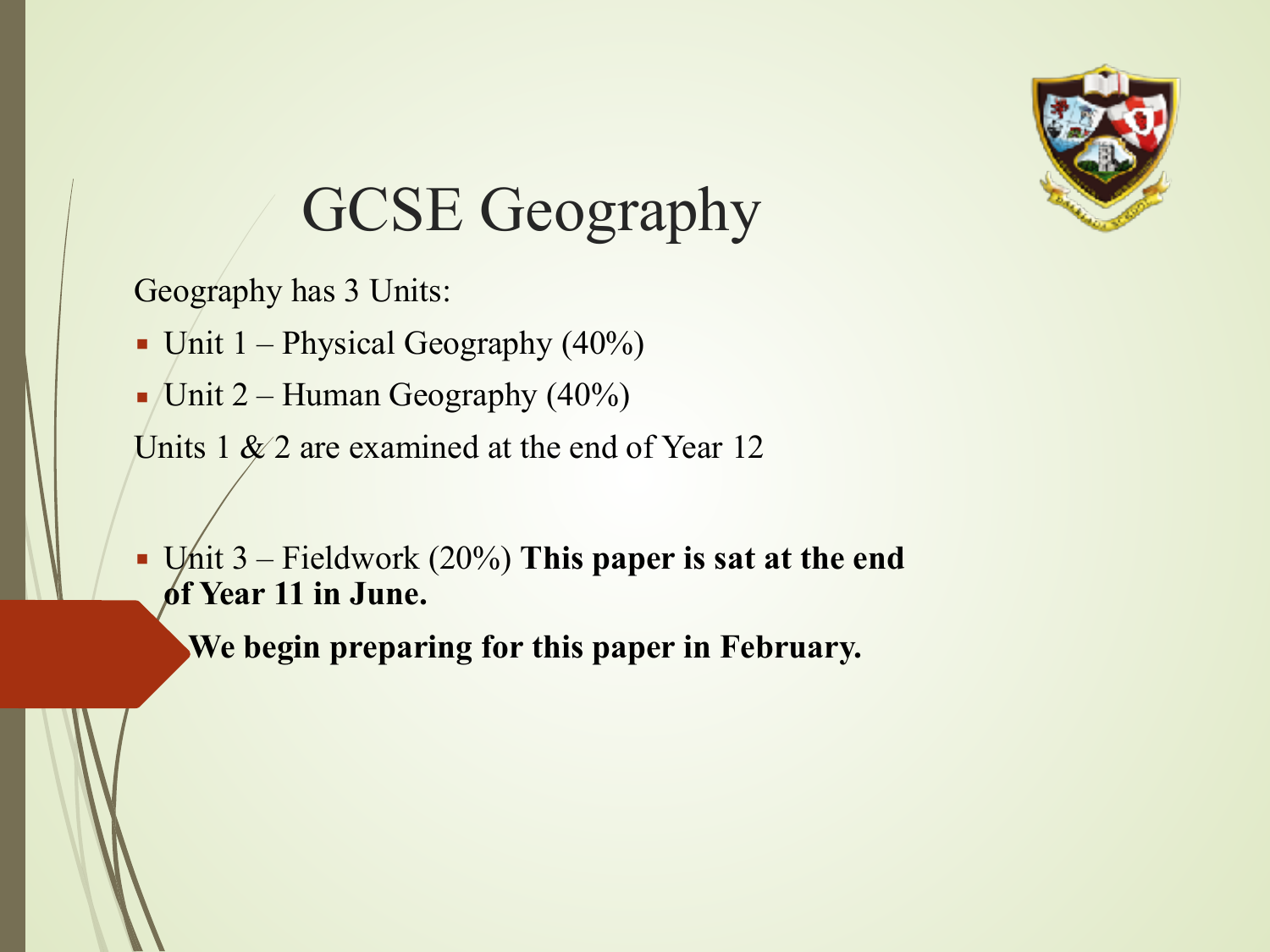# GCSE Geography

Geography has 3 Units:

- Unit 1 – Physical Geography (40%)
- Unit 2 – Human Geography (40%)

Units 1 & 2 are examined at the end of Year 12

- Unit 3 – Fieldwork (20%) **This paper is sat at the end of Year 11 in June.**

**We begin preparing for this paper in February.**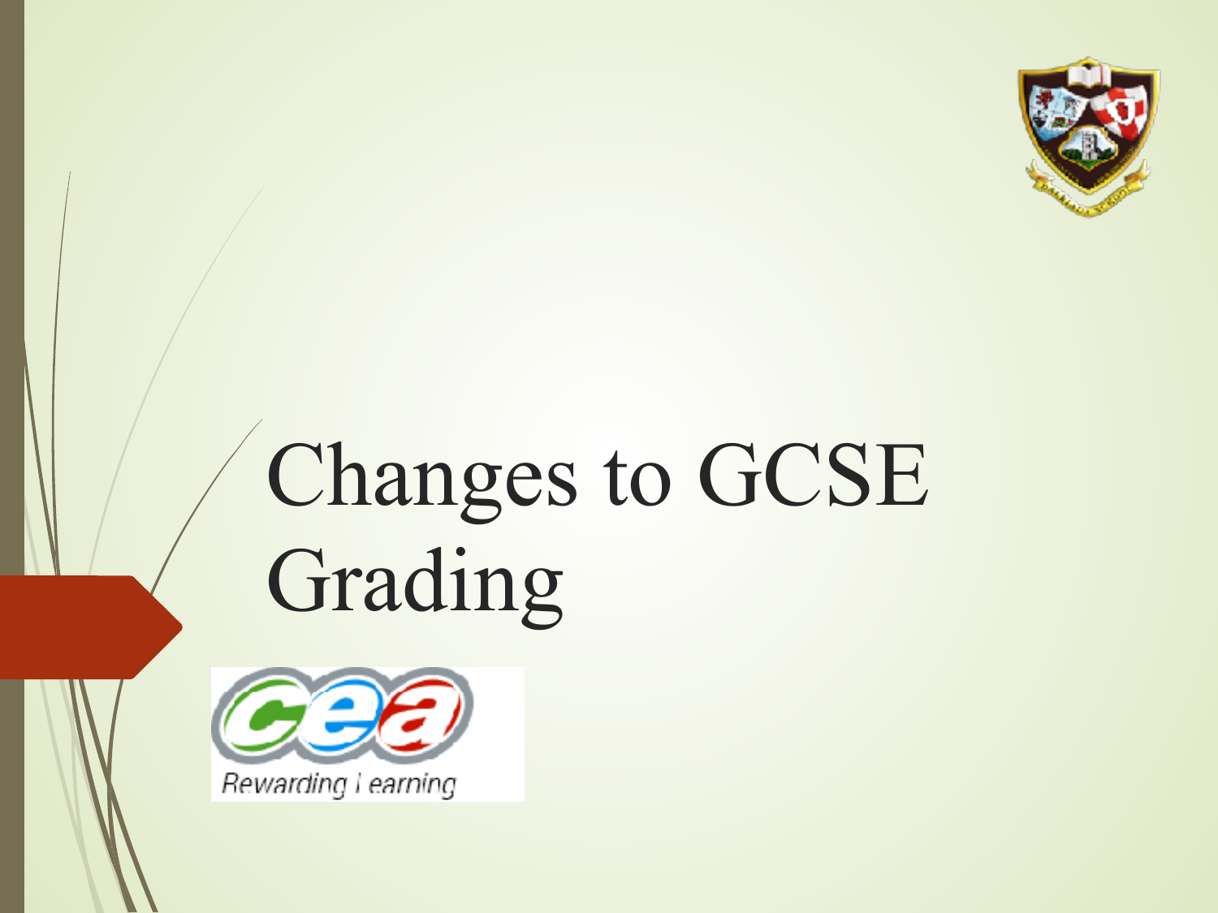# Changes to GCSE Grading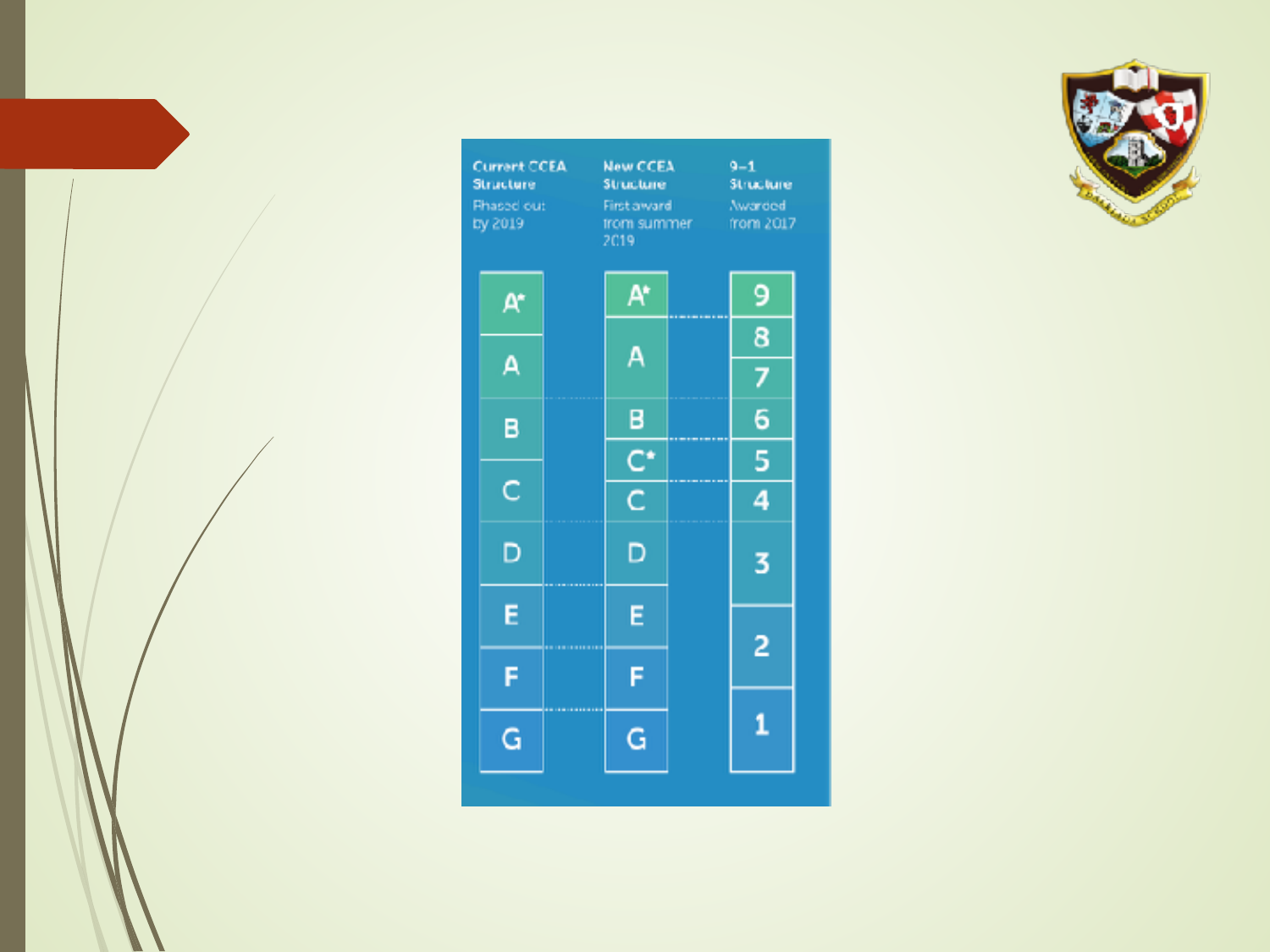| Current CCEA Structure | New CCEA Structure | 9–1 Structure |
| --- | --- | --- |
| Phased out by 2019 | First award from summer 2019 | Awarded from 2017 |

| Current CCEA Structure | New CCEA Structure | 9–1 Structure |
| --- | --- | --- |
| A* | A* | 9 |
| A | A | 8 |
| A | A | 7 |
| B | B | 6 |
| C | C* | 5 |
| C | C | 4 |
| D | D | 3 |
| E | E | 2 |
| F | F | 1 |
| G | G | 1 |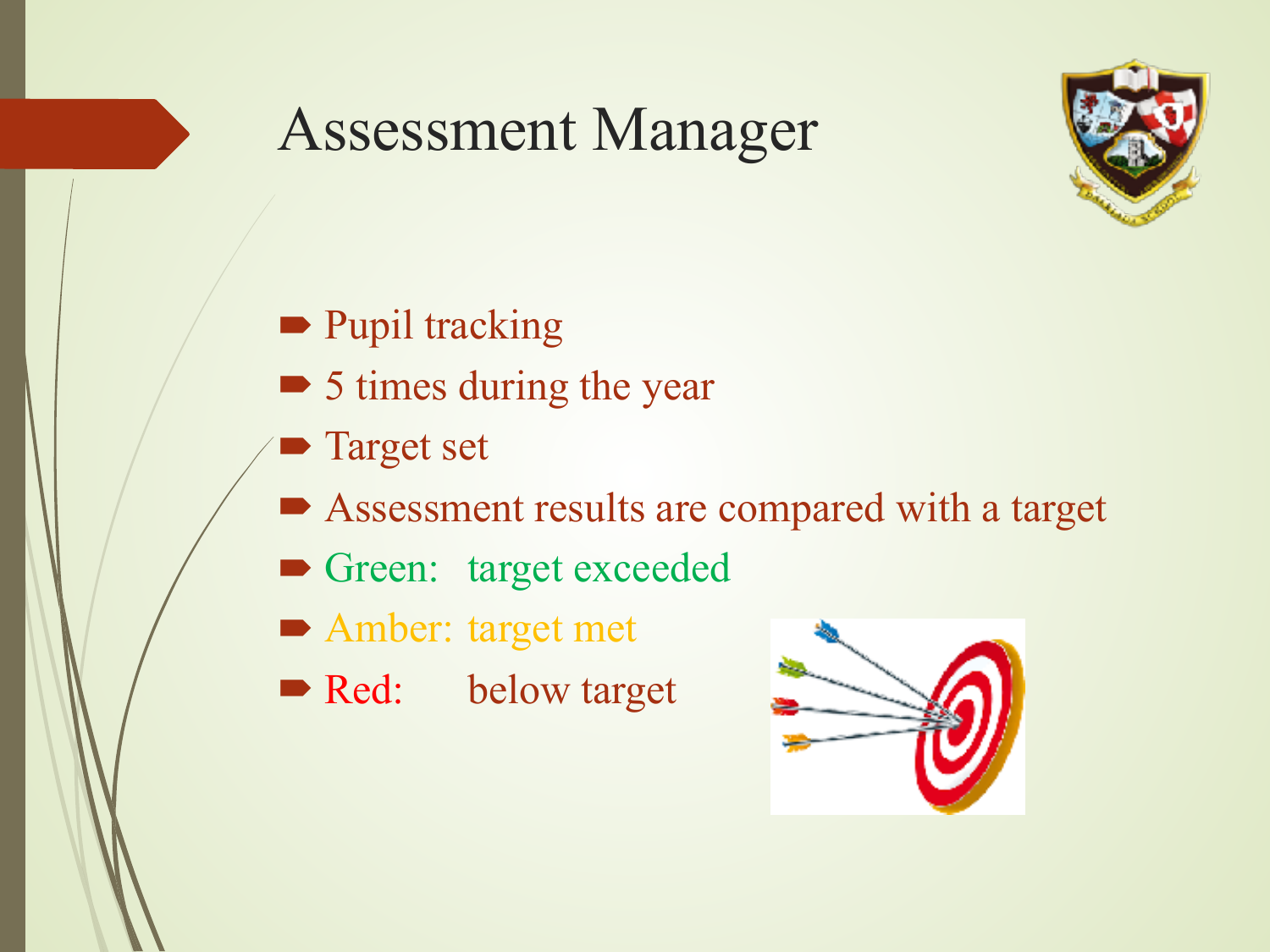# Assessment Manager

- Pupil tracking
- 5 times during the year
- Target set
- Assessment results are compared with a target
- Green: target exceeded
- Amber: target met
- Red: below target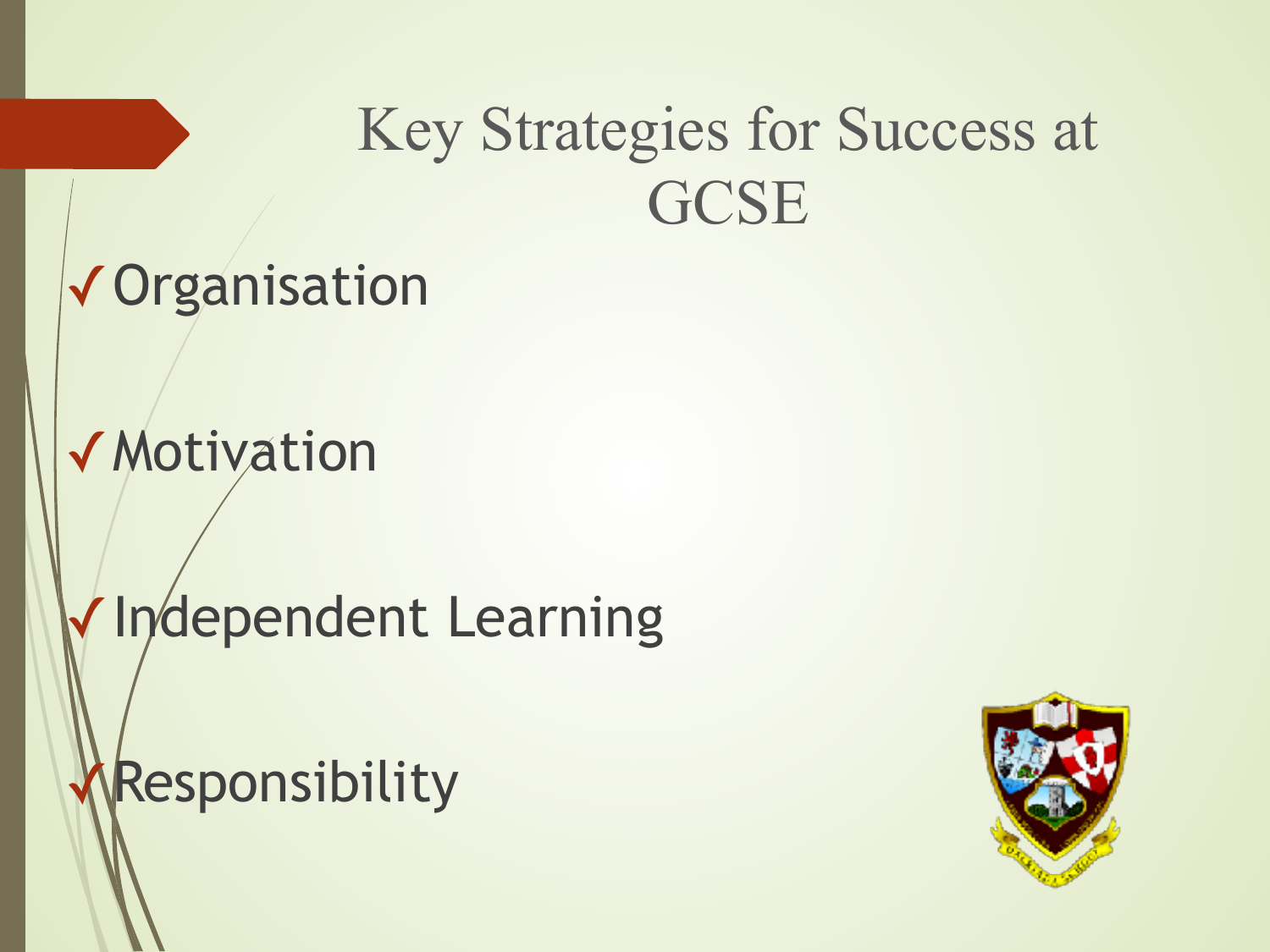# Key Strategies for Success at GCSE

- ✓ Organisation
- ✓ Motivation
- ✓ Independent Learning
- ✓ Responsibility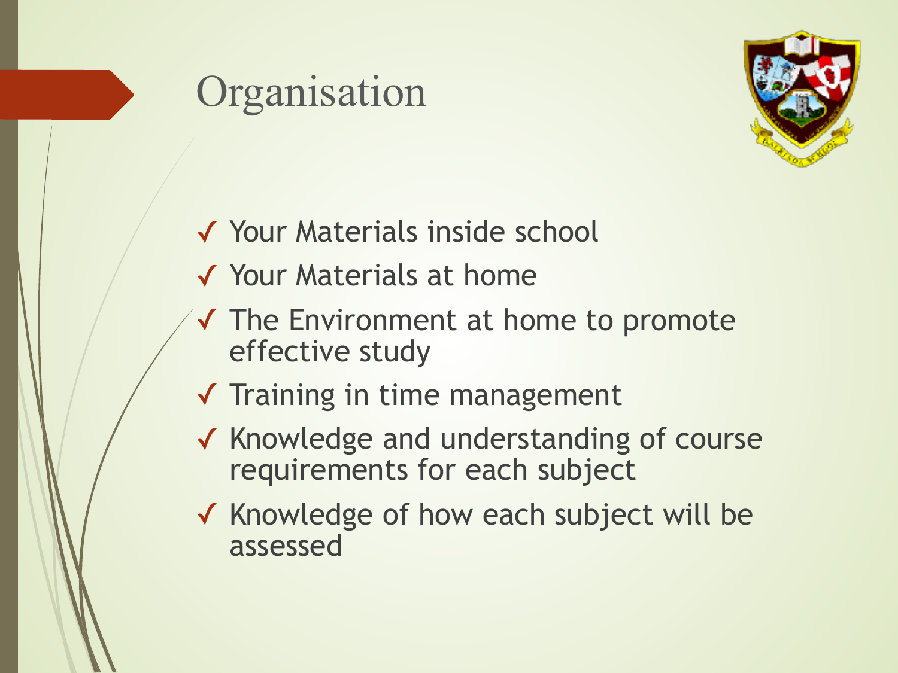# Organisation

- ✓ Your Materials inside school
- ✓ Your Materials at home
- ✓ The Environment at home to promote effective study
- ✓ Training in time management
- ✓ Knowledge and understanding of course requirements for each subject
- ✓ Knowledge of how each subject will be assessed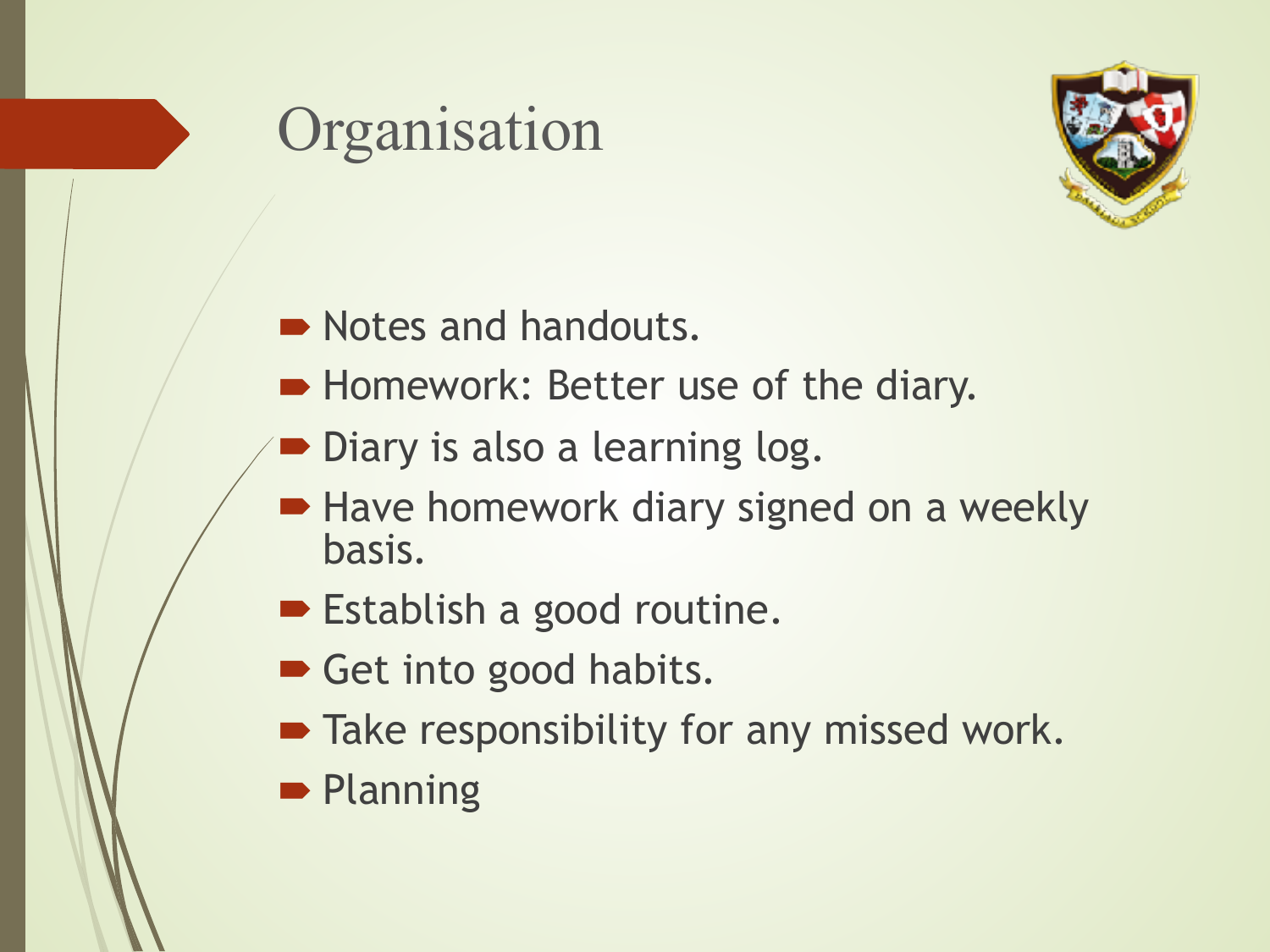# Organisation

- Notes and handouts.
- Homework: Better use of the diary.
- Diary is also a learning log.
- Have homework diary signed on a weekly basis.
- Establish a good routine.
- Get into good habits.
- Take responsibility for any missed work.
- Planning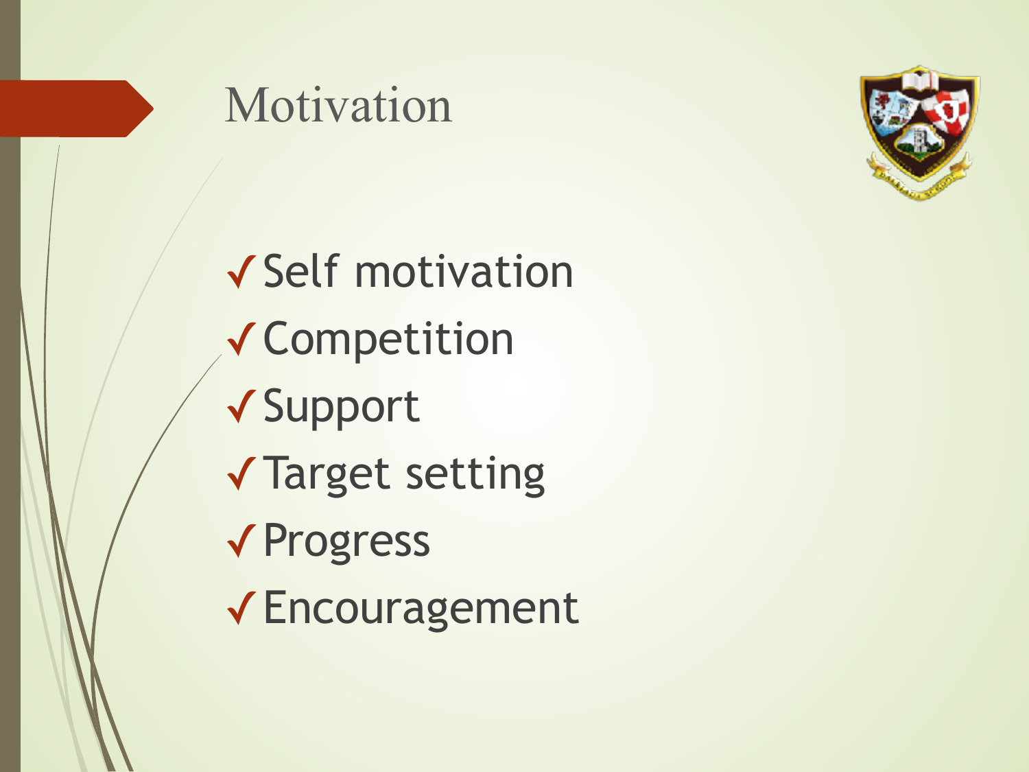# Motivation

- ✓ Self motivation
- ✓ Competition
- ✓ Support
- ✓ Target setting
- ✓ Progress
- ✓ Encouragement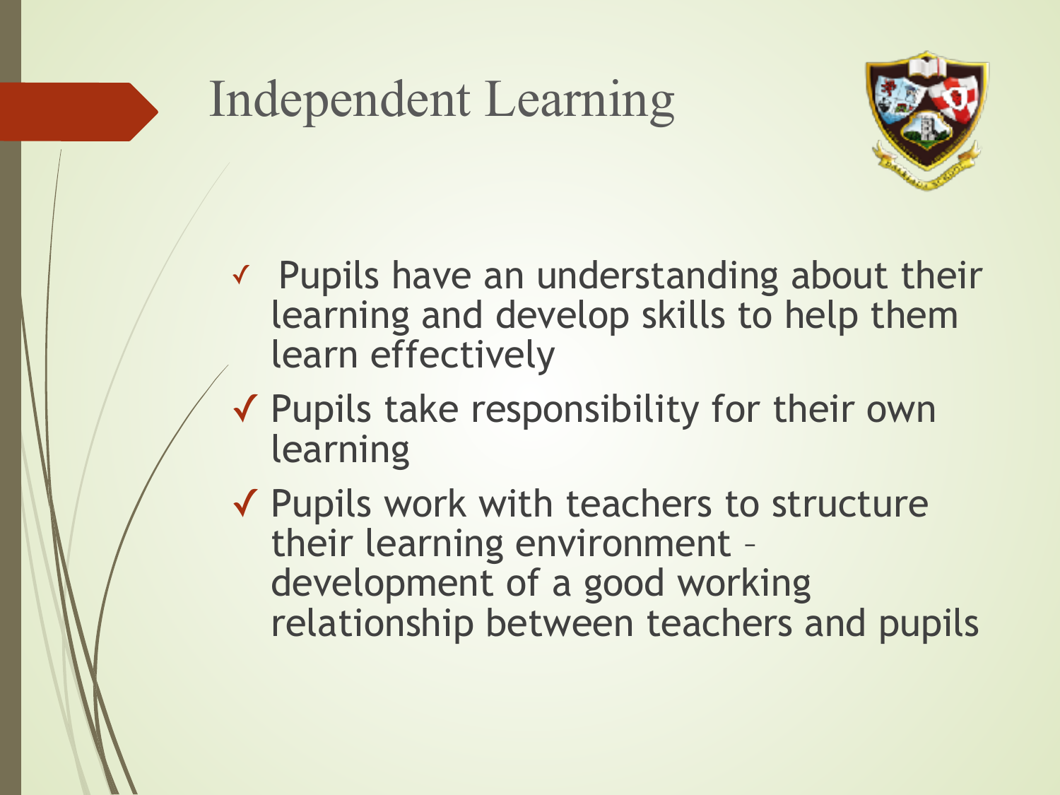# Independent Learning

- ✓ Pupils have an understanding about their learning and develop skills to help them learn effectively
- ✓ Pupils take responsibility for their own learning
- ✓ Pupils work with teachers to structure their learning environment – development of a good working relationship between teachers and pupils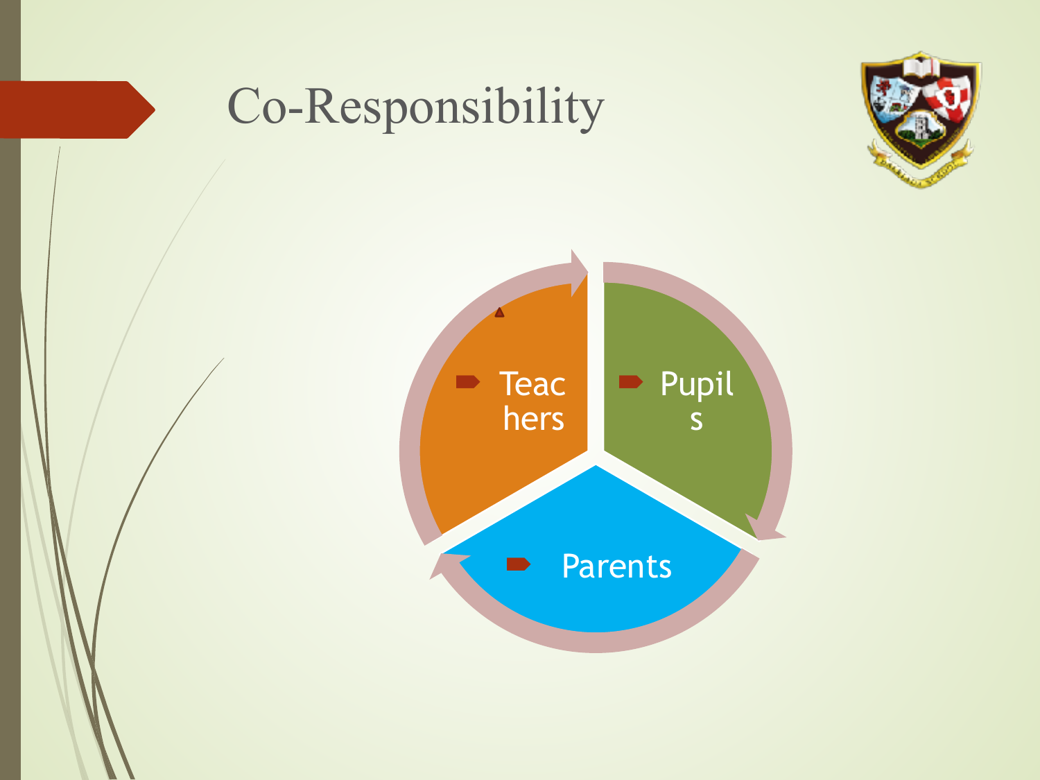# Co-Responsibility

- Teachers
- Pupils
- Parents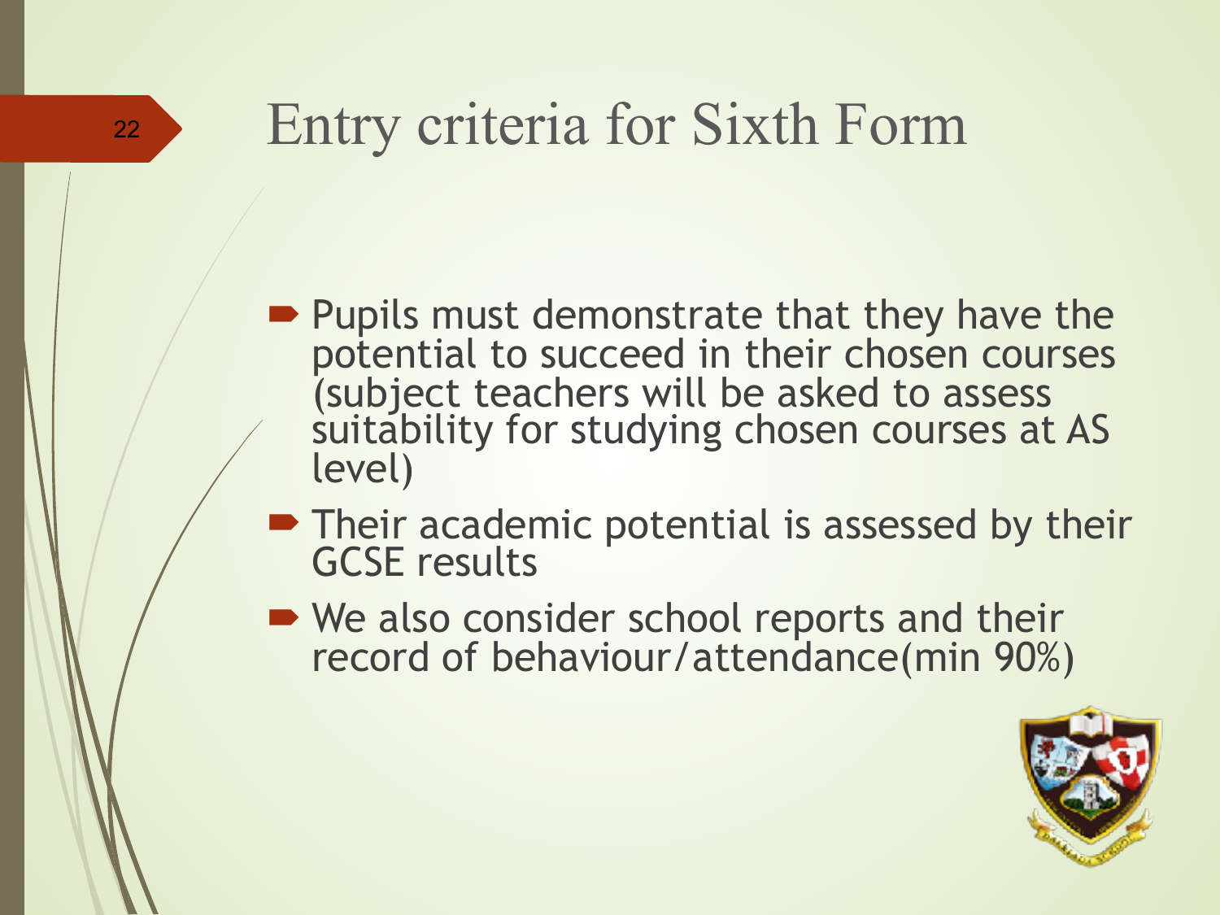# Entry criteria for Sixth Form

- Pupils must demonstrate that they have the potential to succeed in their chosen courses (subject teachers will be asked to assess suitability for studying chosen courses at AS level)
- Their academic potential is assessed by their GCSE results
- We also consider school reports and their record of behaviour/attendance(min 90%)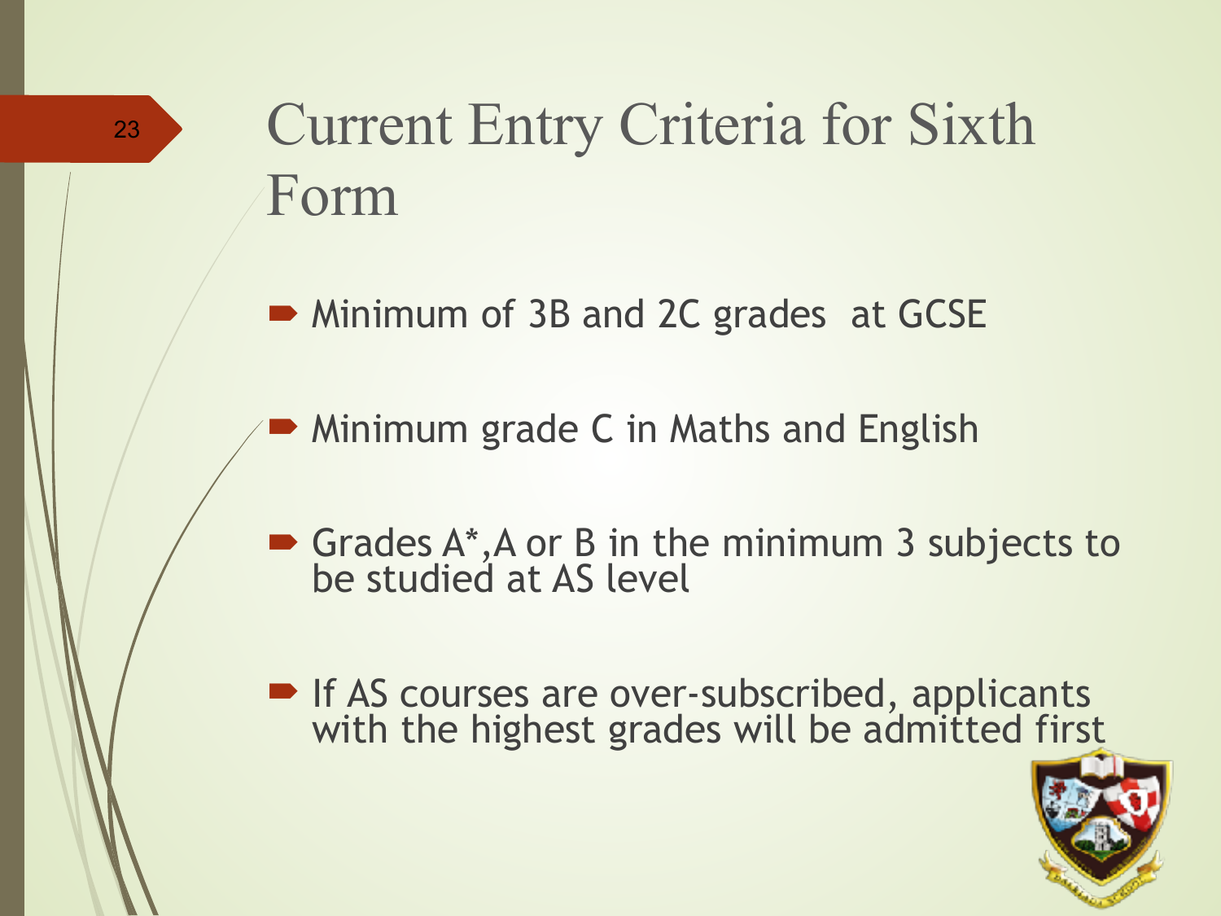# Current Entry Criteria for Sixth Form

- Minimum of 3B and 2C grades at GCSE
- Minimum grade C in Maths and English
- Grades A*,A or B in the minimum 3 subjects to be studied at AS level
- If AS courses are over-subscribed, applicants with the highest grades will be admitted first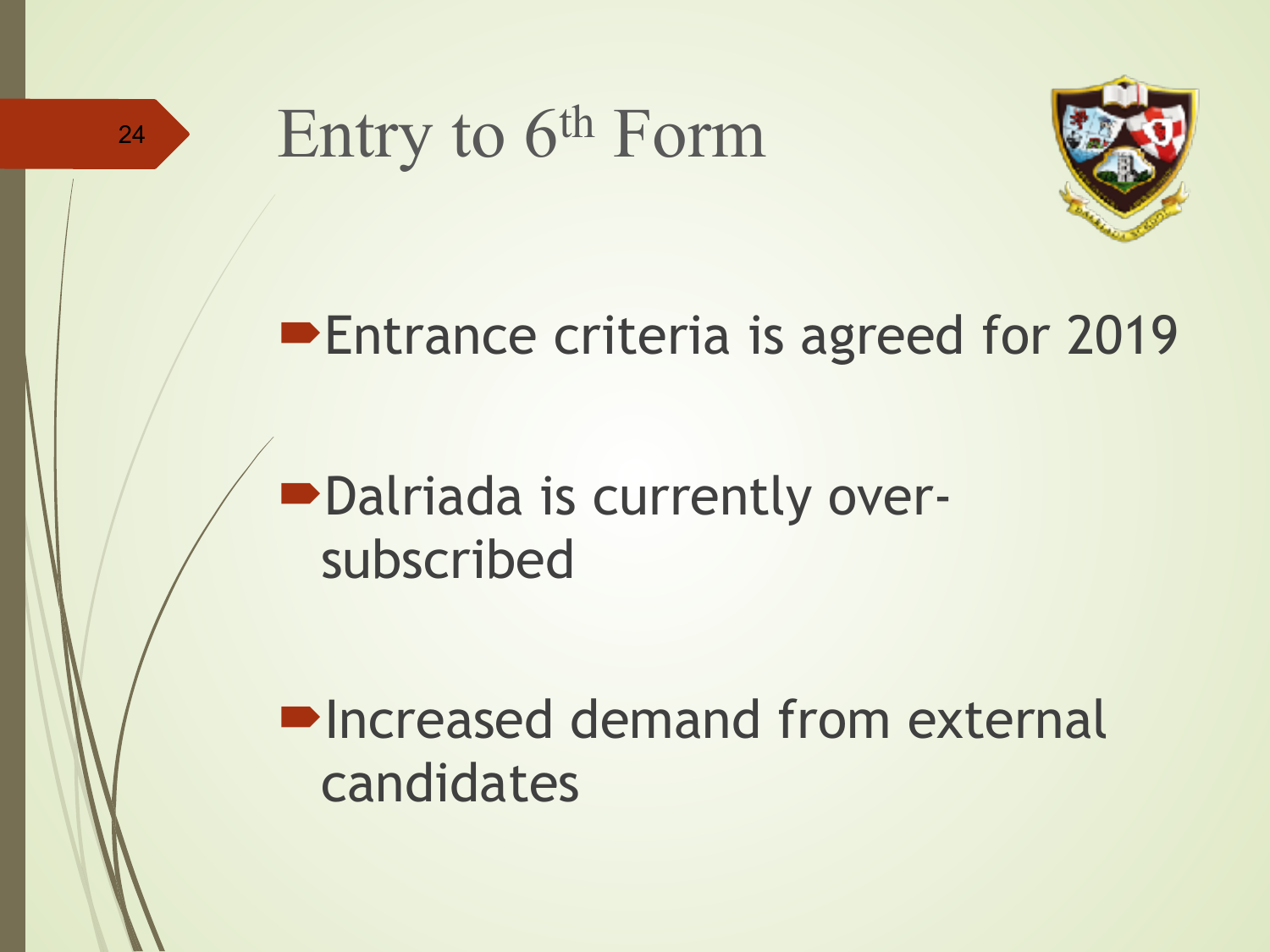# Entry to 6th Form

- Entrance criteria is agreed for 2019
- Dalriada is currently over-subscribed
- Increased demand from external candidates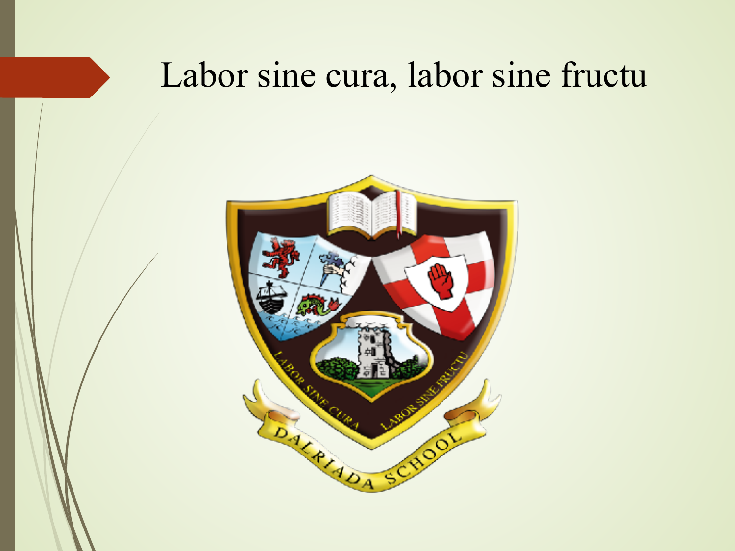# Labor sine cura, labor sine fructu